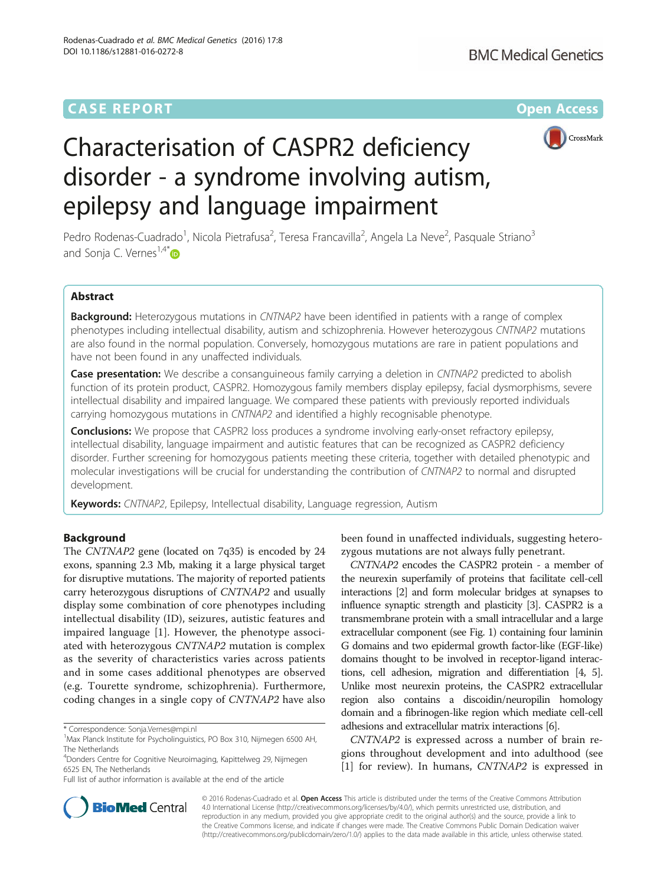CASE REPORT

Open Access

# Characterisation of CASPR2 deficiency disorder - a syndrome involving autism, epilepsy and language impairment

Pedro Rodenas-Cuadrado[1], Nicola Pietrafusa[2], Teresa Francavilla[2], Angela La Neve[2], Pasquale Striano[3] and Sonja C. Vernes[1,4*]

## Abstract

**Background:** Heterozygous mutations in *CNTNAP2* have been identified in patients with a range of complex phenotypes including intellectual disability, autism and schizophrenia. However heterozygous *CNTNAP2* mutations are also found in the normal population. Conversely, homozygous mutations are rare in patient populations and have not been found in any unaffected individuals.

**Case presentation:** We describe a consanguineous family carrying a deletion in *CNTNAP2* predicted to abolish function of its protein product, CASPR2. Homozygous family members display epilepsy, facial dysmorphisms, severe intellectual disability and impaired language. We compared these patients with previously reported individuals carrying homozygous mutations in *CNTNAP2* and identified a highly recognisable phenotype.

**Conclusions:** We propose that CASPR2 loss produces a syndrome involving early-onset refractory epilepsy, intellectual disability, language impairment and autistic features that can be recognized as CASPR2 deficiency disorder. Further screening for homozygous patients meeting these criteria, together with detailed phenotypic and molecular investigations will be crucial for understanding the contribution of *CNTNAP2* to normal and disrupted development.

**Keywords:** *CNTNAP2*, Epilepsy, Intellectual disability, Language regression, Autism

## Background

The *CNTNAP2* gene (located on 7q35) is encoded by 24 exons, spanning 2.3 Mb, making it a large physical target for disruptive mutations. The majority of reported patients carry heterozygous disruptions of *CNTNAP2* and usually display some combination of core phenotypes including intellectual disability (ID), seizures, autistic features and impaired language [1]. However, the phenotype associated with heterozygous *CNTNAP2* mutation is complex as the severity of characteristics varies across patients and in some cases additional phenotypes are observed (e.g. Tourette syndrome, schizophrenia). Furthermore, coding changes in a single copy of *CNTNAP2* have also been found in unaffected individuals, suggesting heterozygous mutations are not always fully penetrant.

*CNTNAP2* encodes the CASPR2 protein - a member of the neurexin superfamily of proteins that facilitate cell-cell interactions [2] and form molecular bridges at synapses to influence synaptic strength and plasticity [3]. CASPR2 is a transmembrane protein with a small intracellular and a large extracellular component (see Fig. 1) containing four laminin G domains and two epidermal growth factor-like (EGF-like) domains thought to be involved in receptor-ligand interactions, cell adhesion, migration and differentiation [4, 5]. Unlike most neurexin proteins, the CASPR2 extracellular region also contains a discoidin/neuropilin homology domain and a fibrinogen-like region which mediate cell-cell adhesions and extracellular matrix interactions [6].

*CNTNAP2* is expressed across a number of brain regions throughout development and into adulthood (see [1] for review). In humans, *CNTNAP2* is expressed in

\* Correspondence: Sonja.Vernes@mpi.nl
[1]Max Planck Institute for Psycholinguistics, PO Box 310, Nijmegen 6500 AH, The Netherlands
[4]Donders Centre for Cognitive Neuroimaging, Kapittelweg 29, Nijmegen 6525 EN, The Netherlands
Full list of author information is available at the end of the article

© 2016 Rodenas-Cuadrado et al. **Open Access** This article is distributed under the terms of the Creative Commons Attribution 4.0 International License (http://creativecommons.org/licenses/by/4.0/), which permits unrestricted use, distribution, and reproduction in any medium, provided you give appropriate credit to the original author(s) and the source, provide a link to the Creative Commons license, and indicate if changes were made. The Creative Commons Public Domain Dedication waiver (http://creativecommons.org/publicdomain/zero/1.0/) applies to the data made available in this article, unless otherwise stated.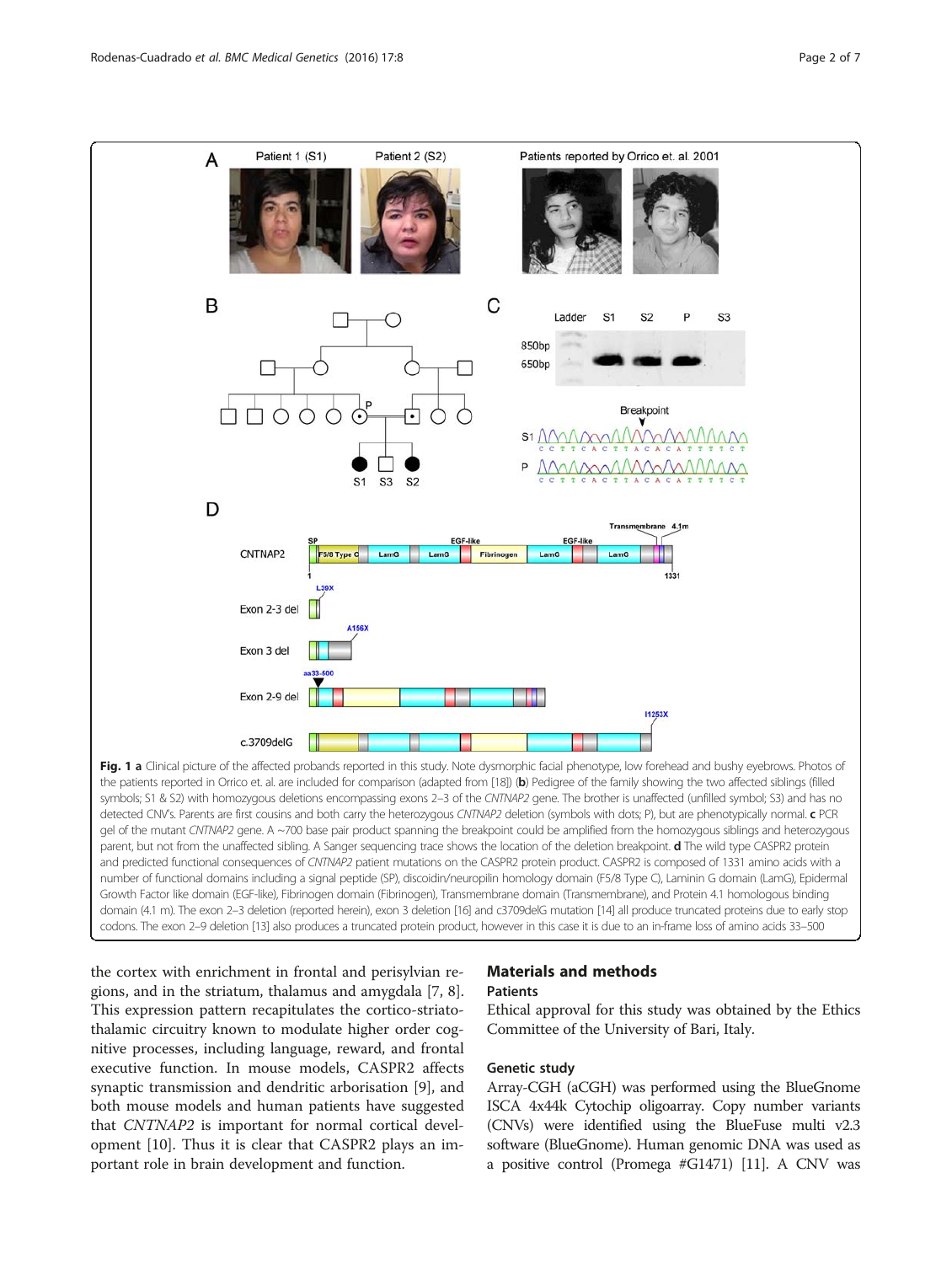**Fig. 1 a** Clinical picture of the affected probands reported in this study. Note dysmorphic facial phenotype, low forehead and bushy eyebrows. Photos of the patients reported in Orrico et. al. are included for comparison (adapted from [18]) (**b**) Pedigree of the family showing the two affected siblings (filled symbols; S1 & S2) with homozygous deletions encompassing exons 2–3 of the *CNTNAP2* gene. The brother is unaffected (unfilled symbol; S3) and has no detected CNV's. Parents are first cousins and both carry the heterozygous *CNTNAP2* deletion (symbols with dots; P), but are phenotypically normal. **c** PCR gel of the mutant *CNTNAP2* gene. A ~700 base pair product spanning the breakpoint could be amplified from the homozygous siblings and heterozygous parent, but not from the unaffected sibling. A Sanger sequencing trace shows the location of the deletion breakpoint. **d** The wild type CASPR2 protein and predicted functional consequences of *CNTNAP2* patient mutations on the CASPR2 protein product. CASPR2 is composed of 1331 amino acids with a number of functional domains including a signal peptide (SP), discoidin/neuropilin homology domain (F5/8 Type C), Laminin G domain (LamG), Epidermal Growth Factor like domain (EGF-like), Fibrinogen domain (Fibrinogen), Transmembrane domain (Transmembrane), and Protein 4.1 homologous binding domain (4.1 m). The exon 2–3 deletion (reported herein), exon 3 deletion [16] and c3709delG mutation [14] all produce truncated proteins due to early stop codons. The exon 2–9 deletion [13] also produces a truncated protein product, however in this case it is due to an in-frame loss of amino acids 33–500

the cortex with enrichment in frontal and perisylvian regions, and in the striatum, thalamus and amygdala [7, 8]. This expression pattern recapitulates the cortico-striato-thalamic circuitry known to modulate higher order cognitive processes, including language, reward, and frontal executive function. In mouse models, CASPR2 affects synaptic transmission and dendritic arborisation [9], and both mouse models and human patients have suggested that *CNTNAP2* is important for normal cortical development [10]. Thus it is clear that CASPR2 plays an important role in brain development and function.

## Materials and methods

### Patients

Ethical approval for this study was obtained by the Ethics Committee of the University of Bari, Italy.

### Genetic study

Array-CGH (aCGH) was performed using the BlueGnome ISCA 4x44k Cytochip oligoarray. Copy number variants (CNVs) were identified using the BlueFuse multi v2.3 software (BlueGnome). Human genomic DNA was used as a positive control (Promega #G1471) [11]. A CNV was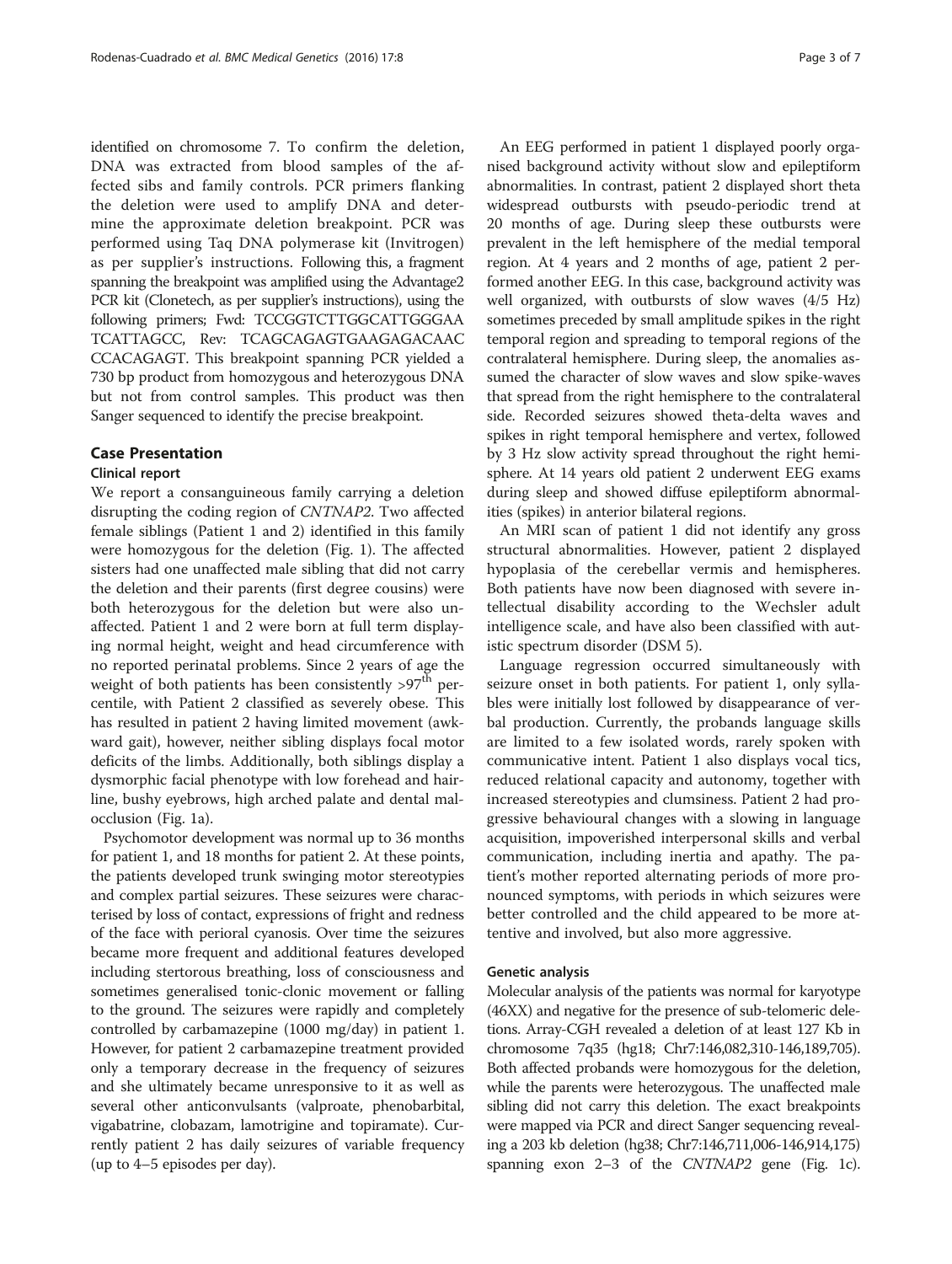identified on chromosome 7. To confirm the deletion, DNA was extracted from blood samples of the affected sibs and family controls. PCR primers flanking the deletion were used to amplify DNA and determine the approximate deletion breakpoint. PCR was performed using Taq DNA polymerase kit (Invitrogen) as per supplier's instructions. Following this, a fragment spanning the breakpoint was amplified using the Advantage2 PCR kit (Clonetech, as per supplier's instructions), using the following primers; Fwd: TCCGGTCTTGGCATTGGGAA TCATTAGCC, Rev: TCAGCAGAGTGAAGAGACAAC CCACAGAGT. This breakpoint spanning PCR yielded a 730 bp product from homozygous and heterozygous DNA but not from control samples. This product was then Sanger sequenced to identify the precise breakpoint.

## Case Presentation

### Clinical report

We report a consanguineous family carrying a deletion disrupting the coding region of *CNTNAP2*. Two affected female siblings (Patient 1 and 2) identified in this family were homozygous for the deletion (Fig. 1). The affected sisters had one unaffected male sibling that did not carry the deletion and their parents (first degree cousins) were both heterozygous for the deletion but were also unaffected. Patient 1 and 2 were born at full term displaying normal height, weight and head circumference with no reported perinatal problems. Since 2 years of age the weight of both patients has been consistently >97[th] percentile, with Patient 2 classified as severely obese. This has resulted in patient 2 having limited movement (awkward gait), however, neither sibling displays focal motor deficits of the limbs. Additionally, both siblings display a dysmorphic facial phenotype with low forehead and hairline, bushy eyebrows, high arched palate and dental malocclusion (Fig. 1a).

Psychomotor development was normal up to 36 months for patient 1, and 18 months for patient 2. At these points, the patients developed trunk swinging motor stereotypies and complex partial seizures. These seizures were characterised by loss of contact, expressions of fright and redness of the face with perioral cyanosis. Over time the seizures became more frequent and additional features developed including stertorous breathing, loss of consciousness and sometimes generalised tonic-clonic movement or falling to the ground. The seizures were rapidly and completely controlled by carbamazepine (1000 mg/day) in patient 1. However, for patient 2 carbamazepine treatment provided only a temporary decrease in the frequency of seizures and she ultimately became unresponsive to it as well as several other anticonvulsants (valproate, phenobarbital, vigabatrine, clobazam, lamotrigine and topiramate). Currently patient 2 has daily seizures of variable frequency (up to 4–5 episodes per day).

An EEG performed in patient 1 displayed poorly organised background activity without slow and epileptiform abnormalities. In contrast, patient 2 displayed short theta widespread outbursts with pseudo-periodic trend at 20 months of age. During sleep these outbursts were prevalent in the left hemisphere of the medial temporal region. At 4 years and 2 months of age, patient 2 performed another EEG. In this case, background activity was well organized, with outbursts of slow waves (4/5 Hz) sometimes preceded by small amplitude spikes in the right temporal region and spreading to temporal regions of the contralateral hemisphere. During sleep, the anomalies assumed the character of slow waves and slow spike-waves that spread from the right hemisphere to the contralateral side. Recorded seizures showed theta-delta waves and spikes in right temporal hemisphere and vertex, followed by 3 Hz slow activity spread throughout the right hemisphere. At 14 years old patient 2 underwent EEG exams during sleep and showed diffuse epileptiform abnormalities (spikes) in anterior bilateral regions.

An MRI scan of patient 1 did not identify any gross structural abnormalities. However, patient 2 displayed hypoplasia of the cerebellar vermis and hemispheres. Both patients have now been diagnosed with severe intellectual disability according to the Wechsler adult intelligence scale, and have also been classified with autistic spectrum disorder (DSM 5).

Language regression occurred simultaneously with seizure onset in both patients. For patient 1, only syllables were initially lost followed by disappearance of verbal production. Currently, the probands language skills are limited to a few isolated words, rarely spoken with communicative intent. Patient 1 also displays vocal tics, reduced relational capacity and autonomy, together with increased stereotypies and clumsiness. Patient 2 had progressive behavioural changes with a slowing in language acquisition, impoverished interpersonal skills and verbal communication, including inertia and apathy. The patient's mother reported alternating periods of more pronounced symptoms, with periods in which seizures were better controlled and the child appeared to be more attentive and involved, but also more aggressive.

### Genetic analysis

Molecular analysis of the patients was normal for karyotype (46XX) and negative for the presence of sub-telomeric deletions. Array-CGH revealed a deletion of at least 127 Kb in chromosome 7q35 (hg18; Chr7:146,082,310-146,189,705). Both affected probands were homozygous for the deletion, while the parents were heterozygous. The unaffected male sibling did not carry this deletion. The exact breakpoints were mapped via PCR and direct Sanger sequencing revealing a 203 kb deletion (hg38; Chr7:146,711,006-146,914,175) spanning exon 2–3 of the *CNTNAP2* gene (Fig. 1c).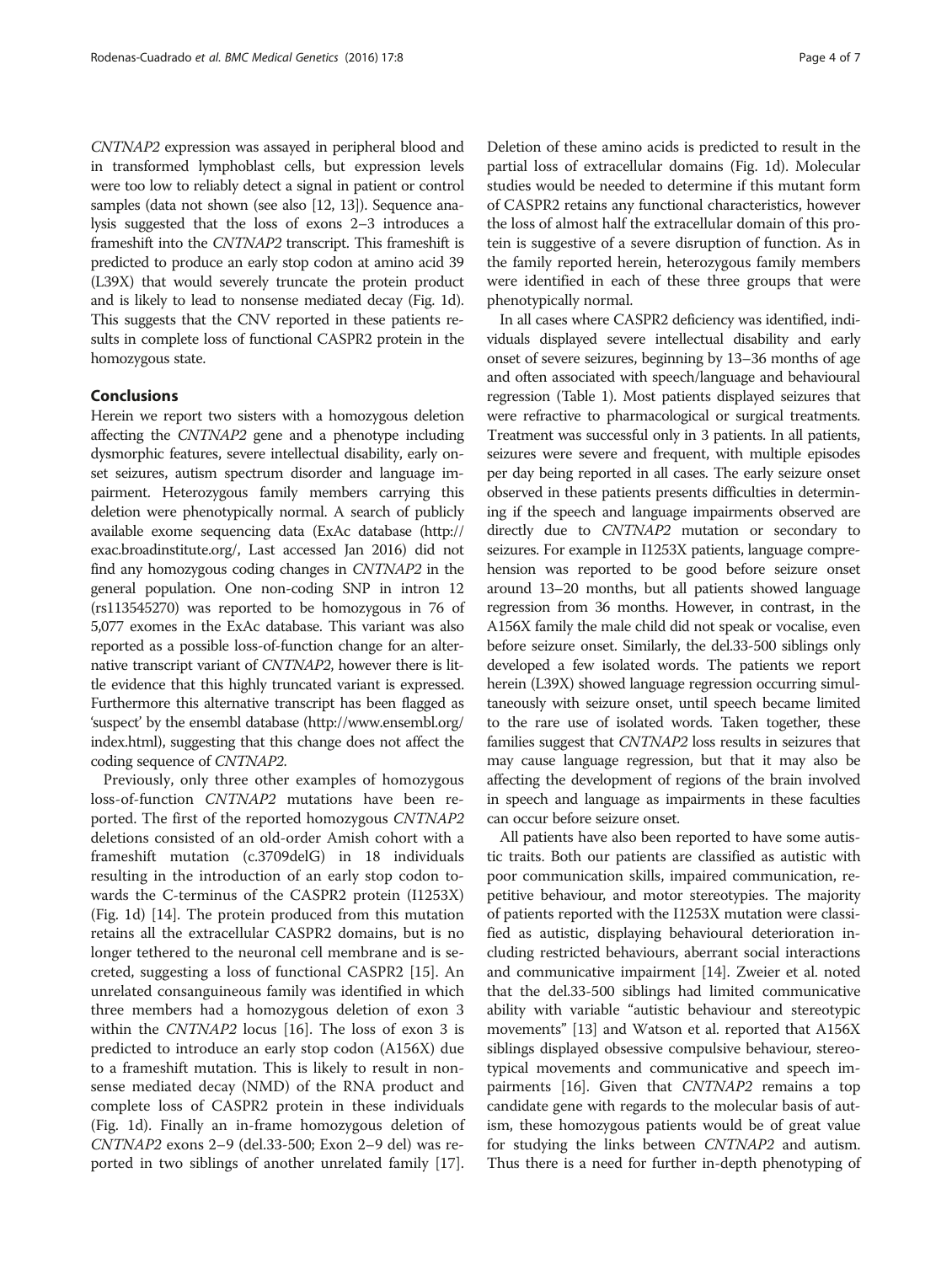*CNTNAP2* expression was assayed in peripheral blood and in transformed lymphoblast cells, but expression levels were too low to reliably detect a signal in patient or control samples (data not shown (see also [12, 13]). Sequence analysis suggested that the loss of exons 2–3 introduces a frameshift into the *CNTNAP2* transcript. This frameshift is predicted to produce an early stop codon at amino acid 39 (L39X) that would severely truncate the protein product and is likely to lead to nonsense mediated decay (Fig. 1d). This suggests that the CNV reported in these patients results in complete loss of functional CASPR2 protein in the homozygous state.

## Conclusions

Herein we report two sisters with a homozygous deletion affecting the *CNTNAP2* gene and a phenotype including dysmorphic features, severe intellectual disability, early onset seizures, autism spectrum disorder and language impairment. Heterozygous family members carrying this deletion were phenotypically normal. A search of publicly available exome sequencing data (ExAc database (http://exac.broadinstitute.org/, Last accessed Jan 2016) did not find any homozygous coding changes in *CNTNAP2* in the general population. One non-coding SNP in intron 12 (rs113545270) was reported to be homozygous in 76 of 5,077 exomes in the ExAc database. This variant was also reported as a possible loss-of-function change for an alternative transcript variant of *CNTNAP2*, however there is little evidence that this highly truncated variant is expressed. Furthermore this alternative transcript has been flagged as 'suspect' by the ensembl database (http://www.ensembl.org/index.html), suggesting that this change does not affect the coding sequence of *CNTNAP2*.

Previously, only three other examples of homozygous loss-of-function *CNTNAP2* mutations have been reported. The first of the reported homozygous *CNTNAP2* deletions consisted of an old-order Amish cohort with a frameshift mutation (c.3709delG) in 18 individuals resulting in the introduction of an early stop codon towards the C-terminus of the CASPR2 protein (I1253X) (Fig. 1d) [14]. The protein produced from this mutation retains all the extracellular CASPR2 domains, but is no longer tethered to the neuronal cell membrane and is secreted, suggesting a loss of functional CASPR2 [15]. An unrelated consanguineous family was identified in which three members had a homozygous deletion of exon 3 within the *CNTNAP2* locus [16]. The loss of exon 3 is predicted to introduce an early stop codon (A156X) due to a frameshift mutation. This is likely to result in nonsense mediated decay (NMD) of the RNA product and complete loss of CASPR2 protein in these individuals (Fig. 1d). Finally an in-frame homozygous deletion of *CNTNAP2* exons 2–9 (del.33-500; Exon 2–9 del) was reported in two siblings of another unrelated family [17]. Deletion of these amino acids is predicted to result in the partial loss of extracellular domains (Fig. 1d). Molecular studies would be needed to determine if this mutant form of CASPR2 retains any functional characteristics, however the loss of almost half the extracellular domain of this protein is suggestive of a severe disruption of function. As in the family reported herein, heterozygous family members were identified in each of these three groups that were phenotypically normal.

In all cases where CASPR2 deficiency was identified, individuals displayed severe intellectual disability and early onset of severe seizures, beginning by 13–36 months of age and often associated with speech/language and behavioural regression (Table 1). Most patients displayed seizures that were refractive to pharmacological or surgical treatments. Treatment was successful only in 3 patients. In all patients, seizures were severe and frequent, with multiple episodes per day being reported in all cases. The early seizure onset observed in these patients presents difficulties in determining if the speech and language impairments observed are directly due to *CNTNAP2* mutation or secondary to seizures. For example in I1253X patients, language comprehension was reported to be good before seizure onset around 13–20 months, but all patients showed language regression from 36 months. However, in contrast, in the A156X family the male child did not speak or vocalise, even before seizure onset. Similarly, the del.33-500 siblings only developed a few isolated words. The patients we report herein (L39X) showed language regression occurring simultaneously with seizure onset, until speech became limited to the rare use of isolated words. Taken together, these families suggest that *CNTNAP2* loss results in seizures that may cause language regression, but that it may also be affecting the development of regions of the brain involved in speech and language as impairments in these faculties can occur before seizure onset.

All patients have also been reported to have some autistic traits. Both our patients are classified as autistic with poor communication skills, impaired communication, repetitive behaviour, and motor stereotypies. The majority of patients reported with the I1253X mutation were classified as autistic, displaying behavioural deterioration including restricted behaviours, aberrant social interactions and communicative impairment [14]. Zweier et al. noted that the del.33-500 siblings had limited communicative ability with variable "autistic behaviour and stereotypic movements" [13] and Watson et al. reported that A156X siblings displayed obsessive compulsive behaviour, stereotypical movements and communicative and speech impairments [16]. Given that *CNTNAP2* remains a top candidate gene with regards to the molecular basis of autism, these homozygous patients would be of great value for studying the links between *CNTNAP2* and autism. Thus there is a need for further in-depth phenotyping of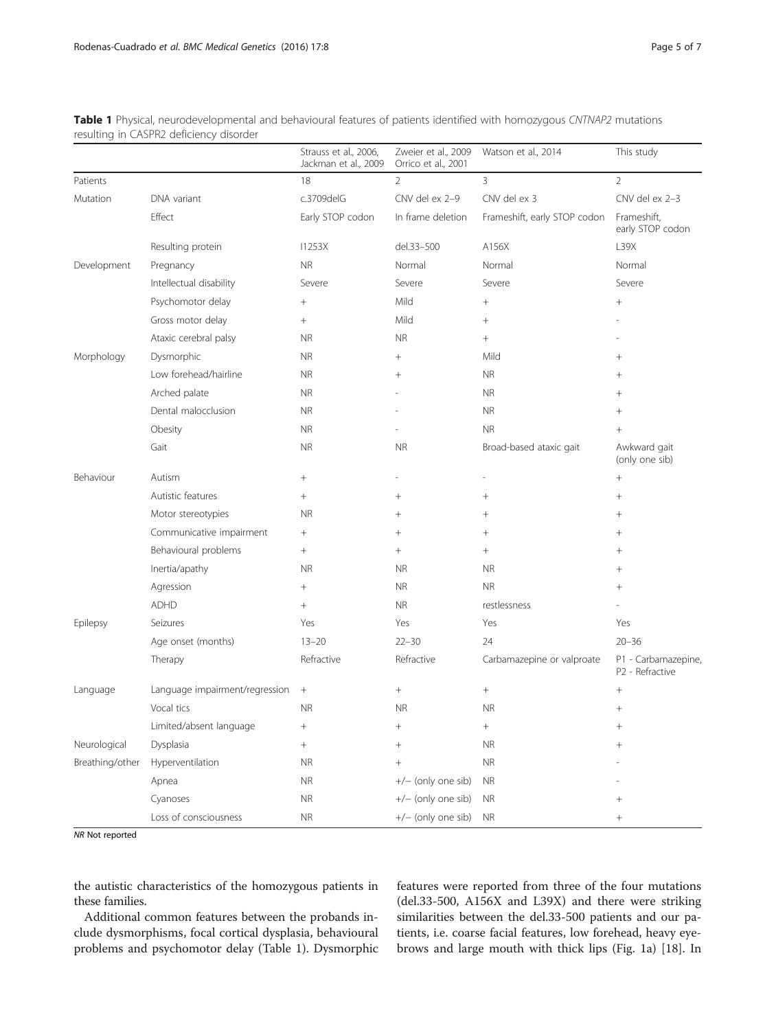**Table 1** Physical, neurodevelopmental and behavioural features of patients identified with homozygous *CNTNAP2* mutations resulting in CASPR2 deficiency disorder

| | | Strauss et al., 2006, Jackman et al., 2009 | Zweier et al., 2009 Orrico et al., 2001 | Watson et al., 2014 | This study |
|---|---|---|---|---|---|
| Patients | | 18 | 2 | 3 | 2 |
| Mutation | DNA variant | c.3709delG | CNV del ex 2–9 | CNV del ex 3 | CNV del ex 2–3 |
| | Effect | Early STOP codon | In frame deletion | Frameshift, early STOP codon | Frameshift, early STOP codon |
| | Resulting protein | I1253X | del.33–500 | A156X | L39X |
| Development | Pregnancy | NR | Normal | Normal | Normal |
| | Intellectual disability | Severe | Severe | Severe | Severe |
| | Psychomotor delay | + | Mild | + | + |
| | Gross motor delay | + | Mild | + | - |
| | Ataxic cerebral palsy | NR | NR | + | - |
| Morphology | Dysmorphic | NR | + | Mild | + |
| | Low forehead/hairline | NR | + | NR | + |
| | Arched palate | NR | - | NR | + |
| | Dental malocclusion | NR | - | NR | + |
| | Obesity | NR | - | NR | + |
| | Gait | NR | NR | Broad-based ataxic gait | Awkward gait (only one sib) |
| Behaviour | Autism | + | - | - | + |
| | Autistic features | + | + | + | + |
| | Motor stereotypies | NR | + | + | + |
| | Communicative impairment | + | + | + | + |
| | Behavioural problems | + | + | + | + |
| | Inertia/apathy | NR | NR | NR | + |
| | Agression | + | NR | NR | + |
| | ADHD | + | NR | restlessness | - |
| Epilepsy | Seizures | Yes | Yes | Yes | Yes |
| | Age onset (months) | 13–20 | 22–30 | 24 | 20–36 |
| | Therapy | Refractive | Refractive | Carbamazepine or valproate | P1 - Carbamazepine, P2 - Refractive |
| Language | Language impairment/regression | + | + | + | + |
| | Vocal tics | NR | NR | NR | + |
| | Limited/absent language | + | + | + | + |
| Neurological | Dysplasia | + | + | NR | + |
| Breathing/other | Hyperventilation | NR | + | NR | - |
| | Apnea | NR | +/− (only one sib) | NR | - |
| | Cyanoses | NR | +/− (only one sib) | NR | + |
| | Loss of consciousness | NR | +/− (only one sib) | NR | + |

*NR* Not reported

the autistic characteristics of the homozygous patients in these families.

Additional common features between the probands include dysmorphisms, focal cortical dysplasia, behavioural problems and psychomotor delay (Table 1). Dysmorphic features were reported from three of the four mutations (del.33-500, A156X and L39X) and there were striking similarities between the del.33-500 patients and our patients, i.e. coarse facial features, low forehead, heavy eyebrows and large mouth with thick lips (Fig. 1a) [18]. In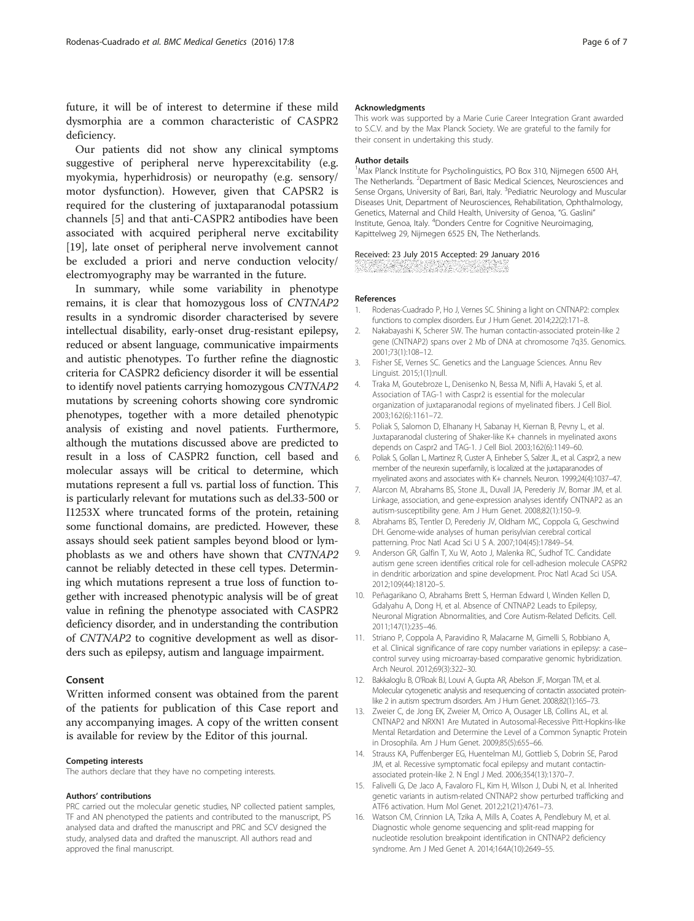future, it will be of interest to determine if these mild dysmorphia are a common characteristic of CASPR2 deficiency.

Our patients did not show any clinical symptoms suggestive of peripheral nerve hyperexcitability (e.g. myokymia, hyperhidrosis) or neuropathy (e.g. sensory/ motor dysfunction). However, given that CAPSR2 is required for the clustering of juxtaparanodal potassium channels [5] and that anti-CASPR2 antibodies have been associated with acquired peripheral nerve excitability [19], late onset of peripheral nerve involvement cannot be excluded a priori and nerve conduction velocity/ electromyography may be warranted in the future.

In summary, while some variability in phenotype remains, it is clear that homozygous loss of *CNTNAP2* results in a syndromic disorder characterised by severe intellectual disability, early-onset drug-resistant epilepsy, reduced or absent language, communicative impairments and autistic phenotypes. To further refine the diagnostic criteria for CASPR2 deficiency disorder it will be essential to identify novel patients carrying homozygous *CNTNAP2* mutations by screening cohorts showing core syndromic phenotypes, together with a more detailed phenotypic analysis of existing and novel patients. Furthermore, although the mutations discussed above are predicted to result in a loss of CASPR2 function, cell based and molecular assays will be critical to determine, which mutations represent a full vs. partial loss of function. This is particularly relevant for mutations such as del.33-500 or I1253X where truncated forms of the protein, retaining some functional domains, are predicted. However, these assays should seek patient samples beyond blood or lymphoblasts as we and others have shown that *CNTNAP2* cannot be reliably detected in these cell types. Determining which mutations represent a true loss of function together with increased phenotypic analysis will be of great value in refining the phenotype associated with CASPR2 deficiency disorder, and in understanding the contribution of *CNTNAP2* to cognitive development as well as disorders such as epilepsy, autism and language impairment.

## Consent

Written informed consent was obtained from the parent of the patients for publication of this Case report and any accompanying images. A copy of the written consent is available for review by the Editor of this journal.

#### Competing interests

The authors declare that they have no competing interests.

#### Authors' contributions

PRC carried out the molecular genetic studies, NP collected patient samples, TF and AN phenotyped the patients and contributed to the manuscript, PS analysed data and drafted the manuscript and PRC and SCV designed the study, analysed data and drafted the manuscript. All authors read and approved the final manuscript.

#### Acknowledgments

This work was supported by a Marie Curie Career Integration Grant awarded to S.C.V. and by the Max Planck Society. We are grateful to the family for their consent in undertaking this study.

#### Author details

[1]Max Planck Institute for Psycholinguistics, PO Box 310, Nijmegen 6500 AH, The Netherlands. [2]Department of Basic Medical Sciences, Neurosciences and Sense Organs, University of Bari, Bari, Italy. [3]Pediatric Neurology and Muscular Diseases Unit, Department of Neurosciences, Rehabilitation, Ophthalmology, Genetics, Maternal and Child Health, University of Genoa, "G. Gaslini" Institute, Genoa, Italy. [4]Donders Centre for Cognitive Neuroimaging, Kapittelweg 29, Nijmegen 6525 EN, The Netherlands.

Received: 23 July 2015 Accepted: 29 January 2016

#### References

1. Rodenas-Cuadrado P, Ho J, Vernes SC. Shining a light on CNTNAP2: complex functions to complex disorders. Eur J Hum Genet. 2014;22(2):171–8.
2. Nakabayashi K, Scherer SW. The human contactin-associated protein-like 2 gene (CNTNAP2) spans over 2 Mb of DNA at chromosome 7q35. Genomics. 2001;73(1):108–12.
3. Fisher SE, Vernes SC. Genetics and the Language Sciences. Annu Rev Linguist. 2015;1(1):null.
4. Traka M, Goutebroze L, Denisenko N, Bessa M, Nifli A, Havaki S, et al. Association of TAG-1 with Caspr2 is essential for the molecular organization of juxtaparanodal regions of myelinated fibers. J Cell Biol. 2003;162(6):1161–72.
5. Poliak S, Salomon D, Elhanany H, Sabanay H, Kiernan B, Pevny L, et al. Juxtaparanodal clustering of Shaker-like K+ channels in myelinated axons depends on Caspr2 and TAG-1. J Cell Biol. 2003;162(6):1149–60.
6. Poliak S, Gollan L, Martinez R, Custer A, Einheber S, Salzer JL, et al. Caspr2, a new member of the neurexin superfamily, is localized at the juxtaparanodes of myelinated axons and associates with K+ channels. Neuron. 1999;24(4):1037–47.
7. Alarcon M, Abrahams BS, Stone JL, Duvall JA, Perederiy JV, Bomar JM, et al. Linkage, association, and gene-expression analyses identify CNTNAP2 as an autism-susceptibility gene. Am J Hum Genet. 2008;82(1):150–9.
8. Abrahams BS, Tentler D, Perederiy JV, Oldham MC, Coppola G, Geschwind DH. Genome-wide analyses of human perisylvian cerebral cortical patterning. Proc Natl Acad Sci U S A. 2007;104(45):17849–54.
9. Anderson GR, Galfin T, Xu W, Aoto J, Malenka RC, Sudhof TC. Candidate autism gene screen identifies critical role for cell-adhesion molecule CASPR2 in dendritic arborization and spine development. Proc Natl Acad Sci USA. 2012;109(44):18120–5.
10. Peñagarikano O, Abrahams Brett S, Herman Edward I, Winden Kellen D, Gdalyahu A, Dong H, et al. Absence of CNTNAP2 Leads to Epilepsy, Neuronal Migration Abnormalities, and Core Autism-Related Deficits. Cell. 2011;147(1):235–46.
11. Striano P, Coppola A, Paravidino R, Malacarne M, Gimelli S, Robbiano A, et al. Clinical significance of rare copy number variations in epilepsy: a case–control survey using microarray-based comparative genomic hybridization. Arch Neurol. 2012;69(3):322–30.
12. Bakkaloglu B, O'Roak BJ, Louvi A, Gupta AR, Abelson JF, Morgan TM, et al. Molecular cytogenetic analysis and resequencing of contactin associated protein-like 2 in autism spectrum disorders. Am J Hum Genet. 2008;82(1):165–73.
13. Zweier C, de Jong EK, Zweier M, Orrico A, Ousager LB, Collins AL, et al. CNTNAP2 and NRXN1 Are Mutated in Autosomal-Recessive Pitt-Hopkins-like Mental Retardation and Determine the Level of a Common Synaptic Protein in Drosophila. Am J Hum Genet. 2009;85(5):655–66.
14. Strauss KA, Puffenberger EG, Huentelman MJ, Gottlieb S, Dobrin SE, Parod JM, et al. Recessive symptomatic focal epilepsy and mutant contactin-associated protein-like 2. N Engl J Med. 2006;354(13):1370–7.
15. Falivelli G, De Jaco A, Favaloro FL, Kim H, Wilson J, Dubi N, et al. Inherited genetic variants in autism-related CNTNAP2 show perturbed trafficking and ATF6 activation. Hum Mol Genet. 2012;21(21):4761–73.
16. Watson CM, Crinnion LA, Tzika A, Mills A, Coates A, Pendlebury M, et al. Diagnostic whole genome sequencing and split-read mapping for nucleotide resolution breakpoint identification in CNTNAP2 deficiency syndrome. Am J Med Genet A. 2014;164A(10):2649–55.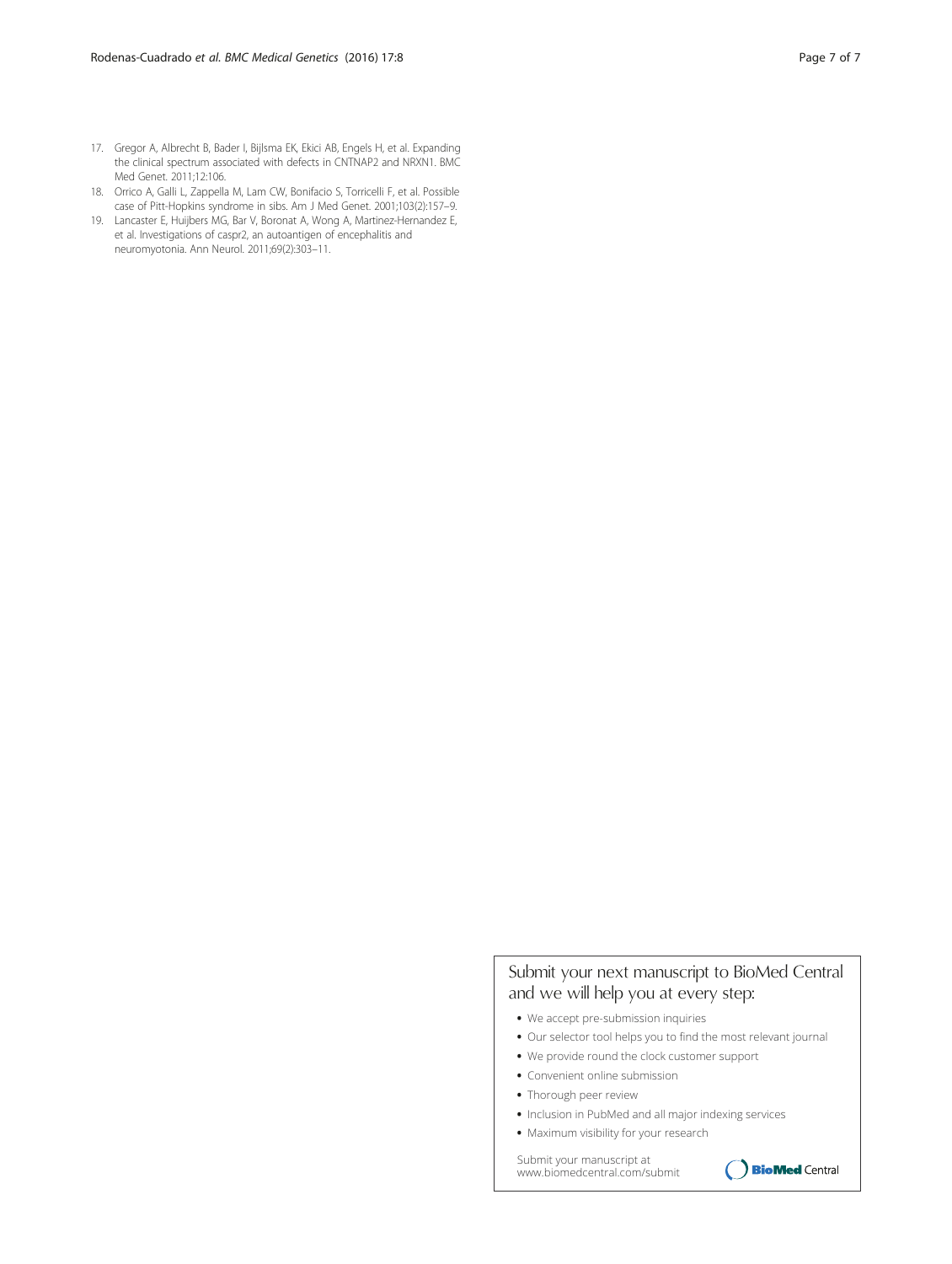17. Gregor A, Albrecht B, Bader I, Bijlsma EK, Ekici AB, Engels H, et al. Expanding the clinical spectrum associated with defects in CNTNAP2 and NRXN1. BMC Med Genet. 2011;12:106.
18. Orrico A, Galli L, Zappella M, Lam CW, Bonifacio S, Torricelli F, et al. Possible case of Pitt-Hopkins syndrome in sibs. Am J Med Genet. 2001;103(2):157–9.
19. Lancaster E, Huijbers MG, Bar V, Boronat A, Wong A, Martinez-Hernandez E, et al. Investigations of caspr2, an autoantigen of encephalitis and neuromyotonia. Ann Neurol. 2011;69(2):303–11.

Submit your next manuscript to BioMed Central and we will help you at every step:

- We accept pre-submission inquiries
- Our selector tool helps you to find the most relevant journal
- We provide round the clock customer support
- Convenient online submission
- Thorough peer review
- Inclusion in PubMed and all major indexing services
- Maximum visibility for your research

Submit your manuscript at
www.biomedcentral.com/submit

BioMed Central